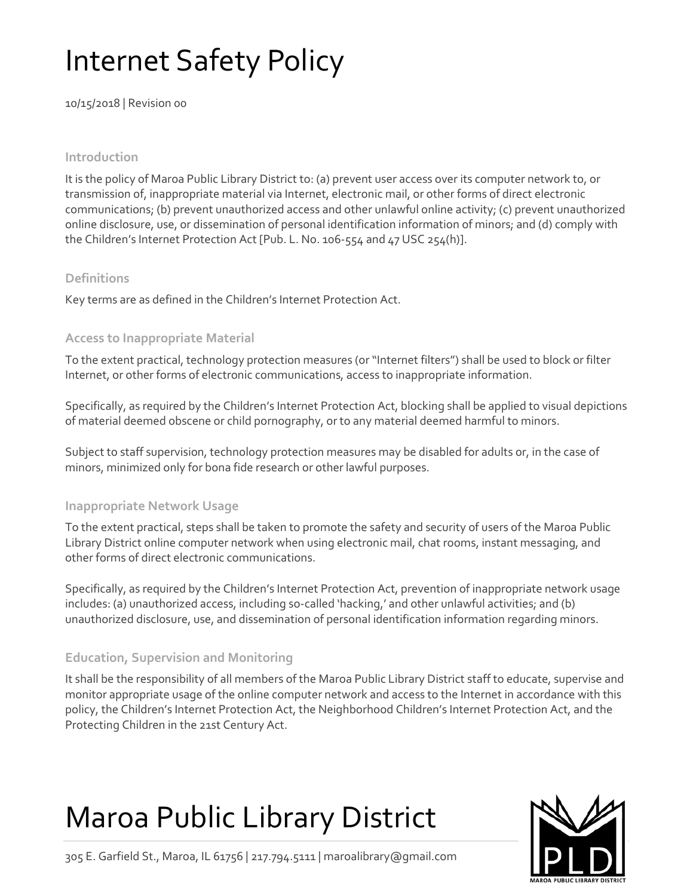# Internet Safety Policy

10/15/2018 | Revision 00

## Introduction

It is the policy of Maroa Public Library District to: (a) prevent user access over its computer network to, or transmission of, inappropriate material via Internet, electronic mail, or other forms of direct electronic communications; (b) prevent unauthorized access and other unlawful online activity; (c) prevent unauthorized online disclosure, use, or dissemination of personal identification information of minors; and (d) comply with the Children's Internet Protection Act [Pub. L. No. 106-554 and 47 USC 254(h)].

## Definitions

Key terms are as defined in the Children's Internet Protection Act.

## Access to Inappropriate Material

To the extent practical, technology protection measures (or "Internet filters") shall be used to block or filter Internet, or other forms of electronic communications, access to inappropriate information.

Specifically, as required by the Children's Internet Protection Act, blocking shall be applied to visual depictions of material deemed obscene or child pornography, or to any material deemed harmful to minors.

Subject to staff supervision, technology protection measures may be disabled for adults or, in the case of minors, minimized only for bona fide research or other lawful purposes.

## Inappropriate Network Usage

To the extent practical, steps shall be taken to promote the safety and security of users of the Maroa Public Library District online computer network when using electronic mail, chat rooms, instant messaging, and other forms of direct electronic communications.

Specifically, as required by the Children's Internet Protection Act, prevention of inappropriate network usage includes: (a) unauthorized access, including so-called 'hacking,' and other unlawful activities; and (b) unauthorized disclosure, use, and dissemination of personal identification information regarding minors.

## Education, Supervision and Monitoring

It shall be the responsibility of all members of the Maroa Public Library District staff to educate, supervise and monitor appropriate usage of the online computer network and access to the Internet in accordance with this policy, the Children's Internet Protection Act, the Neighborhood Children's Internet Protection Act, and the Protecting Children in the 21st Century Act.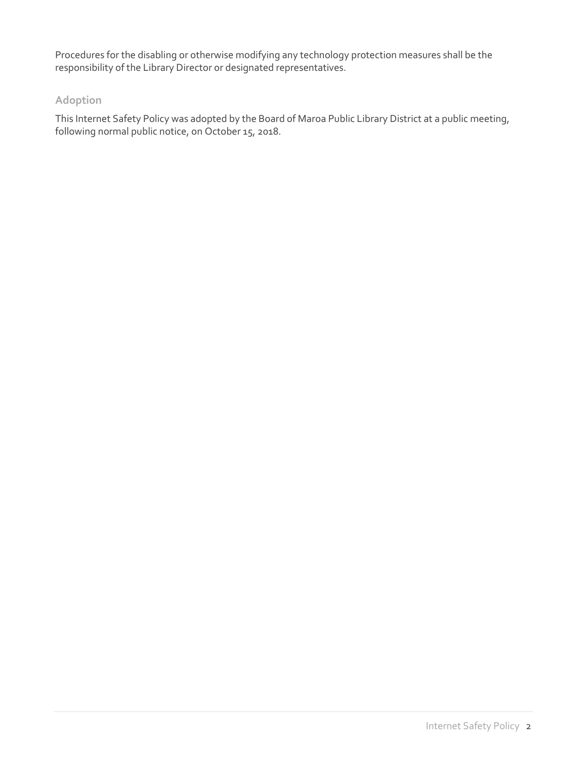Procedures for the disabling or otherwise modifying any technology protection measures shall be the responsibility of the Library Director or designated representatives.

## Adoption

This Internet Safety Policy was adopted by the Board of Maroa Public Library District at a public meeting, following normal public notice, on October 15, 2018.